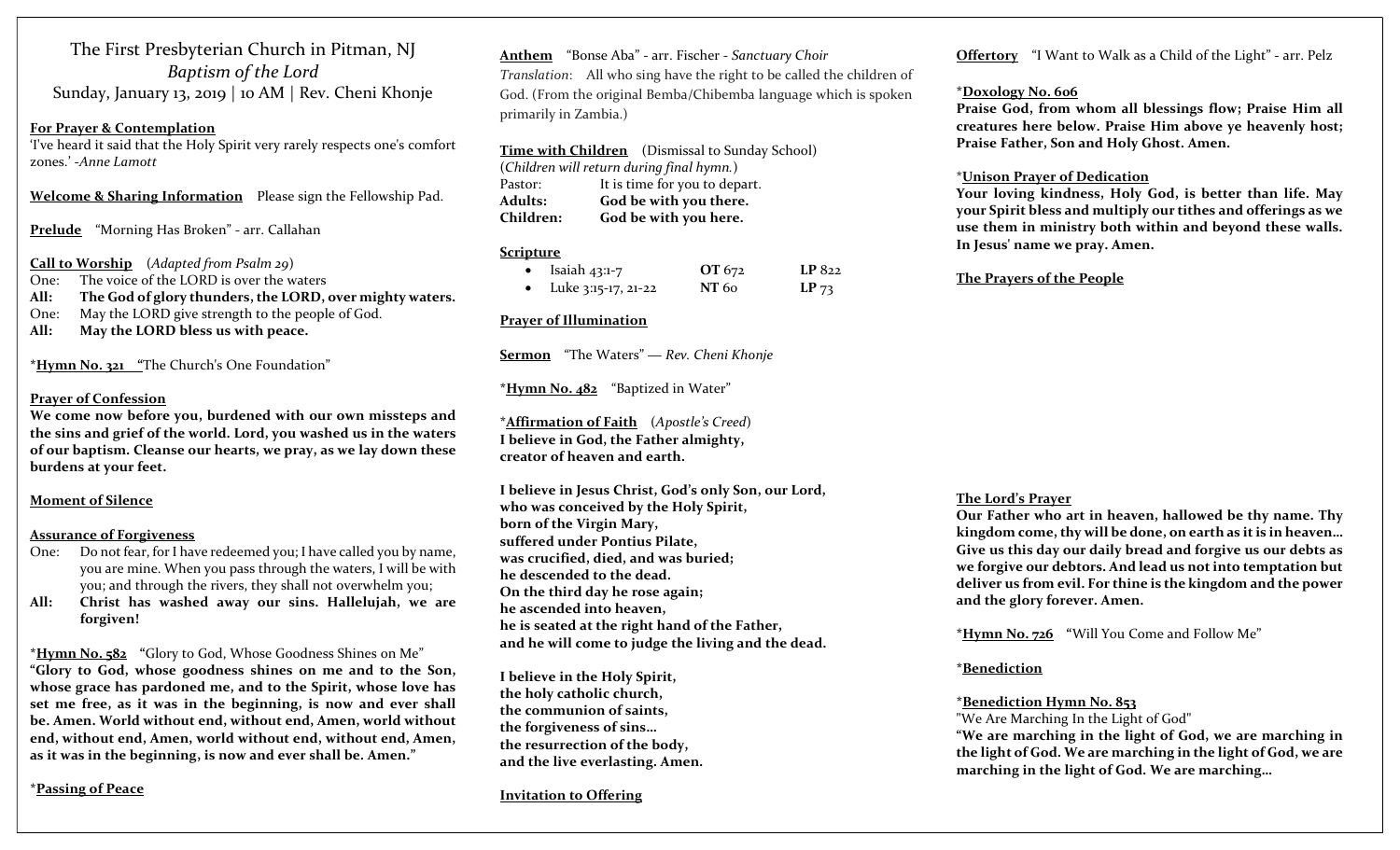# The First Presbyterian Church in Pitman, NJ

*Baptism of the Lord*

Sunday, January 13, 2019 | 10 AM | Rev. Cheni Khonje

**For Prayer & Contemplation**

'I've heard it said that the Holy Spirit very rarely respects one's comfort zones.' -*Anne Lamott*

**Welcome & Sharing Information** Please sign the Fellowship Pad.

**Prelude** "Morning Has Broken" - arr. Callahan

**Call to Worship** (*Adapted from Psalm 29*)

One: The voice of the LORD is over the waters

**All: The God of glory thunders, the LORD, over mighty waters.**

One: May the LORD give strength to the people of God.

**All: May the LORD bless us with peace.**

\***Hymn No. 321** "The Church's One Foundation"

**Prayer of Confession**

**We come now before you, burdened with our own missteps and the sins and grief of the world. Lord, you washed us in the waters of our baptism. Cleanse our hearts, we pray, as we lay down these burdens at your feet.**

**Moment of Silence**

**Assurance of Forgiveness**

One: Do not fear, for I have redeemed you; I have called you by name, you are mine. When you pass through the waters, I will be with you; and through the rivers, they shall not overwhelm you;

**All: Christ has washed away our sins. Hallelujah, we are forgiven!**

\***Hymn No. 582** "Glory to God, Whose Goodness Shines on Me"

**"Glory to God, whose goodness shines on me and to the Son, whose grace has pardoned me, and to the Spirit, whose love has set me free, as it was in the beginning, is now and ever shall be. Amen. World without end, without end, Amen, world without end, without end, Amen, world without end, without end, Amen, as it was in the beginning, is now and ever shall be. Amen."**

\***Passing of Peace**

**Anthem** "Bonse Aba" - arr. Fischer - *Sanctuary Choir*

*Translation*: All who sing have the right to be called the children of God. (From the original Bemba/Chibemba language which is spoken primarily in Zambia.)

**Time with Children** (Dismissal to Sunday School)

(*Children will return during final hymn.*)

Pastor: It is time for you to depart.

**Adults: God be with you there.**

**Children: God be with you here.**

**Scripture**

- Isaiah 43:1-7 **OT** 672 **LP** 822
- Luke 3:15-17, 21-22 **NT** 60 **LP** 73

**Prayer of Illumination**

**Sermon** "The Waters" — *Rev. Cheni Khonje*

\***Hymn No. 482** "Baptized in Water"

\***Affirmation of Faith** (*Apostle's Creed*)

**I believe in God, the Father almighty,**
**creator of heaven and earth.**

**I believe in Jesus Christ, God's only Son, our Lord,**
**who was conceived by the Holy Spirit,**
**born of the Virgin Mary,**
**suffered under Pontius Pilate,**
**was crucified, died, and was buried;**
**he descended to the dead.**
**On the third day he rose again;**
**he ascended into heaven,**
**he is seated at the right hand of the Father,**
**and he will come to judge the living and the dead.**

**I believe in the Holy Spirit,**
**the holy catholic church,**
**the communion of saints,**
**the forgiveness of sins…**
**the resurrection of the body,**
**and the live everlasting. Amen.**

**Invitation to Offering**

**Offertory** "I Want to Walk as a Child of the Light" - arr. Pelz

\***Doxology No. 606**

**Praise God, from whom all blessings flow; Praise Him all creatures here below. Praise Him above ye heavenly host; Praise Father, Son and Holy Ghost. Amen.**

\***Unison Prayer of Dedication**

**Your loving kindness, Holy God, is better than life. May your Spirit bless and multiply our tithes and offerings as we use them in ministry both within and beyond these walls. In Jesus' name we pray. Amen.**

**The Prayers of the People**

**The Lord's Prayer**

**Our Father who art in heaven, hallowed be thy name. Thy kingdom come, thy will be done, on earth as it is in heaven… Give us this day our daily bread and forgive us our debts as we forgive our debtors. And lead us not into temptation but deliver us from evil. For thine is the kingdom and the power and the glory forever. Amen.**

\***Hymn No. 726** "Will You Come and Follow Me"

\***Benediction**

\***Benediction Hymn No. 853**

"We Are Marching In the Light of God"

**"We are marching in the light of God, we are marching in the light of God. We are marching in the light of God, we are marching in the light of God. We are marching…**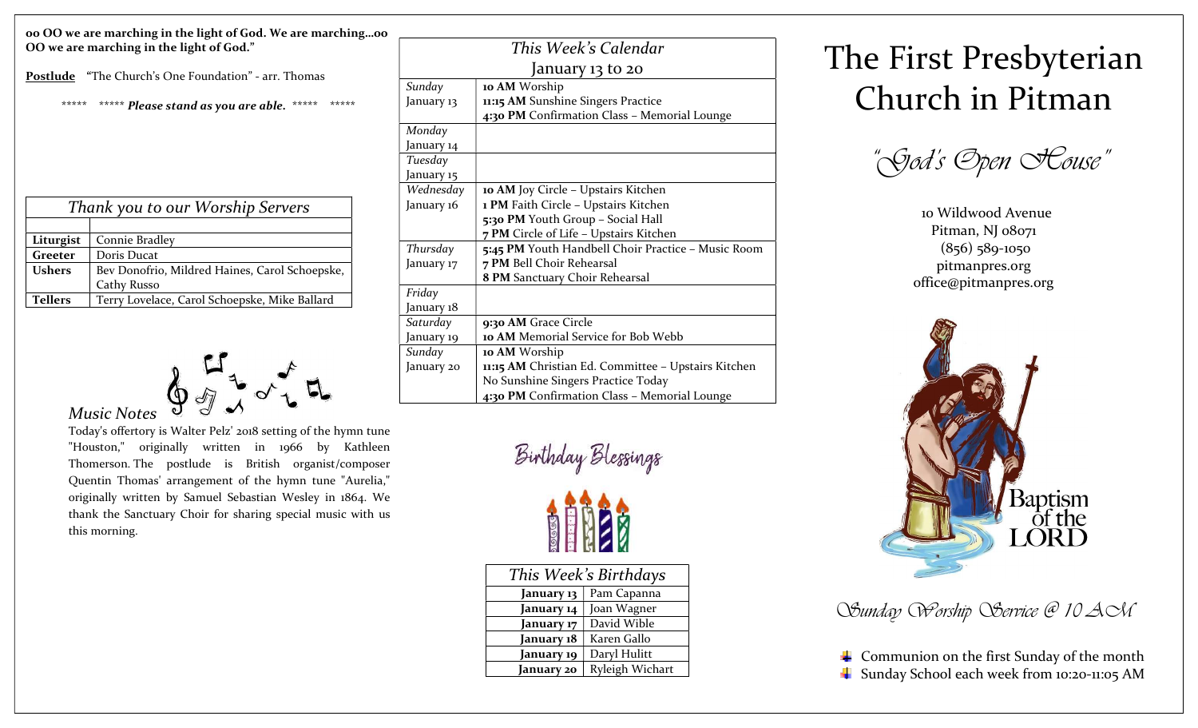oo OO we are marching in the light of God. We are marching…oo OO we are marching in the light of God."

**Postlude** "The Church's One Foundation" - arr. Thomas

***** ***** ***Please stand as you are able.*** ***** *****

| *Thank you to our Worship Servers* | |
|---|---|
| | |
| **Liturgist** | Connie Bradley |
| **Greeter** | Doris Ducat |
| **Ushers** | Bev Donofrio, Mildred Haines, Carol Schoepske, Cathy Russo |
| **Tellers** | Terry Lovelace, Carol Schoepske, Mike Ballard |

## *Music Notes*

Today's offertory is Walter Pelz' 2018 setting of the hymn tune "Houston," originally written in 1966 by Kathleen Thomerson. The postlude is British organist/composer Quentin Thomas' arrangement of the hymn tune "Aurelia," originally written by Samuel Sebastian Wesley in 1864. We thank the Sanctuary Choir for sharing special music with us this morning.

| *This Week's Calendar* January 13 to 20 | |
|---|---|
| *Sunday* January 13 | **10 AM** Worship<br>**11:15 AM** Sunshine Singers Practice<br>**4:30 PM** Confirmation Class – Memorial Lounge |
| *Monday* January 14 | |
| *Tuesday* January 15 | |
| *Wednesday* January 16 | **10 AM** Joy Circle – Upstairs Kitchen<br>**1 PM** Faith Circle – Upstairs Kitchen<br>**5:30 PM** Youth Group – Social Hall<br>**7 PM** Circle of Life – Upstairs Kitchen |
| *Thursday* January 17 | **5:45 PM** Youth Handbell Choir Practice – Music Room<br>**7 PM** Bell Choir Rehearsal<br>**8 PM** Sanctuary Choir Rehearsal |
| *Friday* January 18 | |
| *Saturday* January 19 | **9:30 AM** Grace Circle<br>**10 AM** Memorial Service for Bob Webb |
| *Sunday* January 20 | **10 AM** Worship<br>**11:15 AM** Christian Ed. Committee – Upstairs Kitchen<br>No Sunshine Singers Practice Today<br>**4:30 PM** Confirmation Class – Memorial Lounge |

## Birthday Blessings

| *This Week's Birthdays* | |
|---|---|
| **January 13** | Pam Capanna |
| **January 14** | Joan Wagner |
| **January 17** | David Wible |
| **January 18** | Karen Gallo |
| **January 19** | Daryl Hulitt |
| **January 20** | Ryleigh Wichart |

# The First Presbyterian Church in Pitman

*"God's Open House"*

10 Wildwood Avenue
Pitman, NJ 08071
(856) 589-1050
pitmanpres.org
office@pitmanpres.org

Baptism of the LORD

*Sunday Worship Service @ 10 AM*

- Communion on the first Sunday of the month
- Sunday School each week from 10:20-11:05 AM